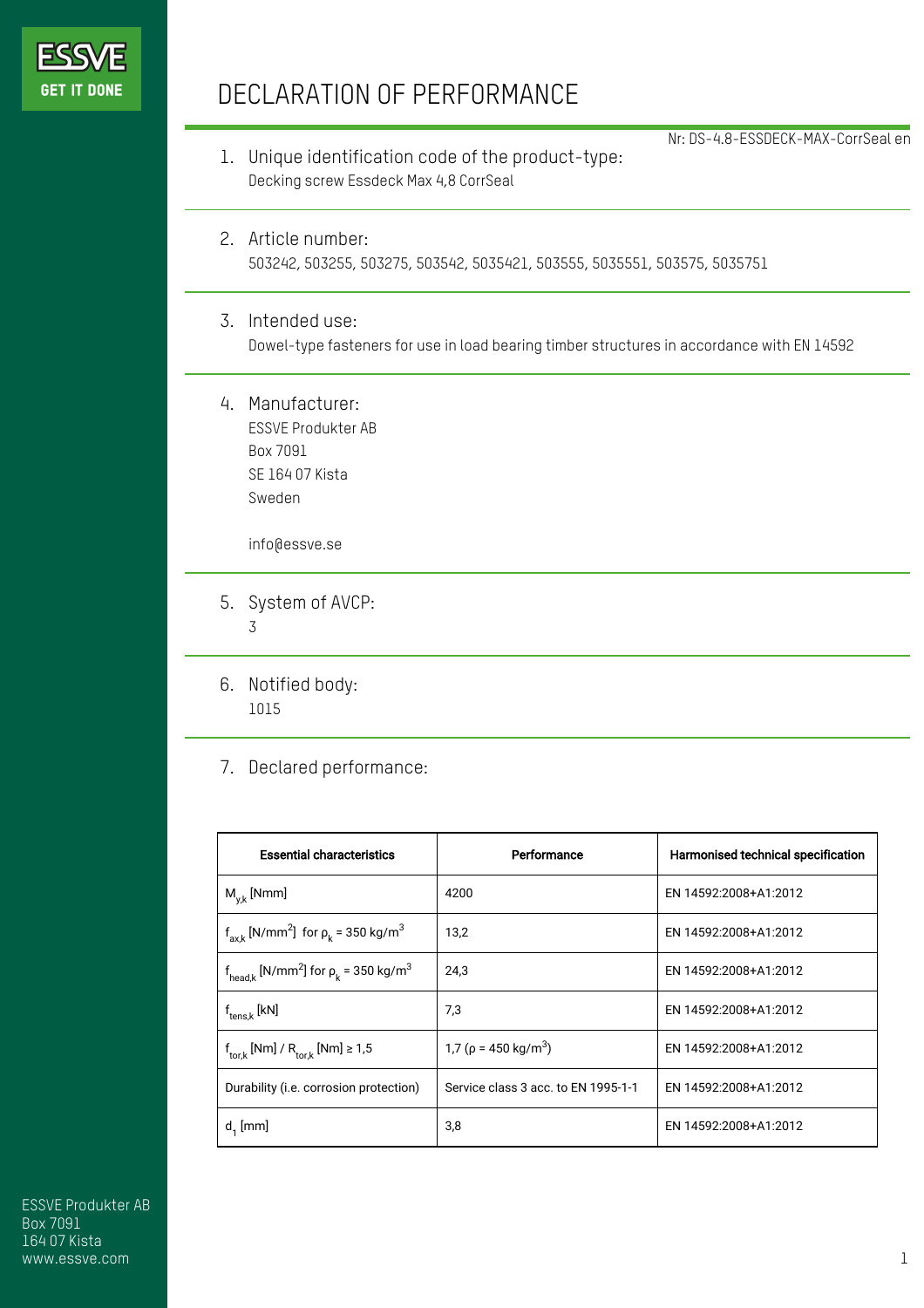# DECLARATION OF PERFORMANCE

Nr: DS-4.8-ESSDECK-MAX-CorrSeal en

1. Unique identification code of the product-type:
   Decking screw Essdeck Max 4,8 CorrSeal

2. Article number:
   503242, 503255, 503275, 503542, 5035421, 503555, 5035551, 503575, 5035751

3. Intended use:
   Dowel-type fasteners for use in load bearing timber structures in accordance with EN 14592

4. Manufacturer:
   ESSVE Produkter AB
   Box 7091
   SE 164 07 Kista
   Sweden

   info@essve.se

5. System of AVCP:
   3

6. Notified body:
   1015

7. Declared performance:

| Essential characteristics | Performance | Harmonised technical specification |
|---|---|---|
| $M_{y,k}$ [Nmm] | 4200 | EN 14592:2008+A1:2012 |
| $f_{ax,k}$ [N/mm$^2$] for $\rho_k$ = 350 kg/m$^3$ | 13,2 | EN 14592:2008+A1:2012 |
| $f_{head,k}$ [N/mm$^2$] for $\rho_k$ = 350 kg/m$^3$ | 24,3 | EN 14592:2008+A1:2012 |
| $f_{tens,k}$ [kN] | 7,3 | EN 14592:2008+A1:2012 |
| $f_{tor,k}$ [Nm] / $R_{tor,k}$ [Nm] ≥ 1,5 | 1,7 ($\rho$ = 450 kg/m$^3$) | EN 14592:2008+A1:2012 |
| Durability (i.e. corrosion protection) | Service class 3 acc. to EN 1995-1-1 | EN 14592:2008+A1:2012 |
| $d_1$ [mm] | 3,8 | EN 14592:2008+A1:2012 |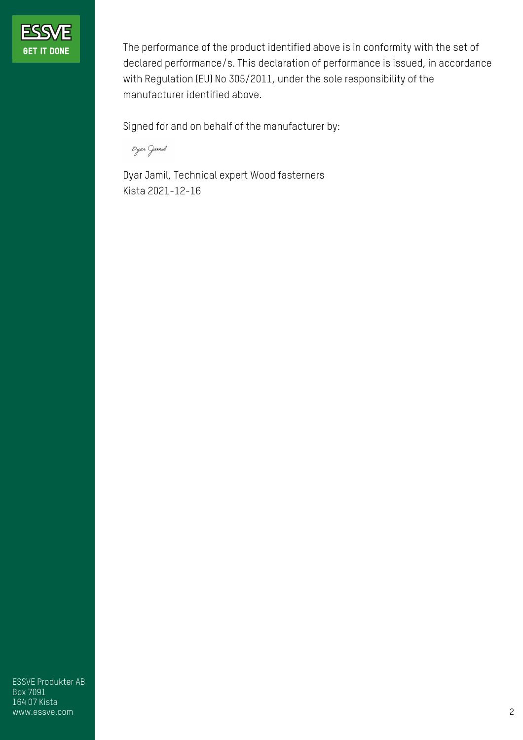The performance of the product identified above is in conformity with the set of declared performance/s. This declaration of performance is issued, in accordance with Regulation (EU) No 305/2011, under the sole responsibility of the manufacturer identified above.

Signed for and on behalf of the manufacturer by:

Dyar Jamil

Dyar Jamil, Technical expert Wood fasterners
Kista 2021-12-16

ESSVE Produkter AB
Box 7091
164 07 Kista
www.essve.com